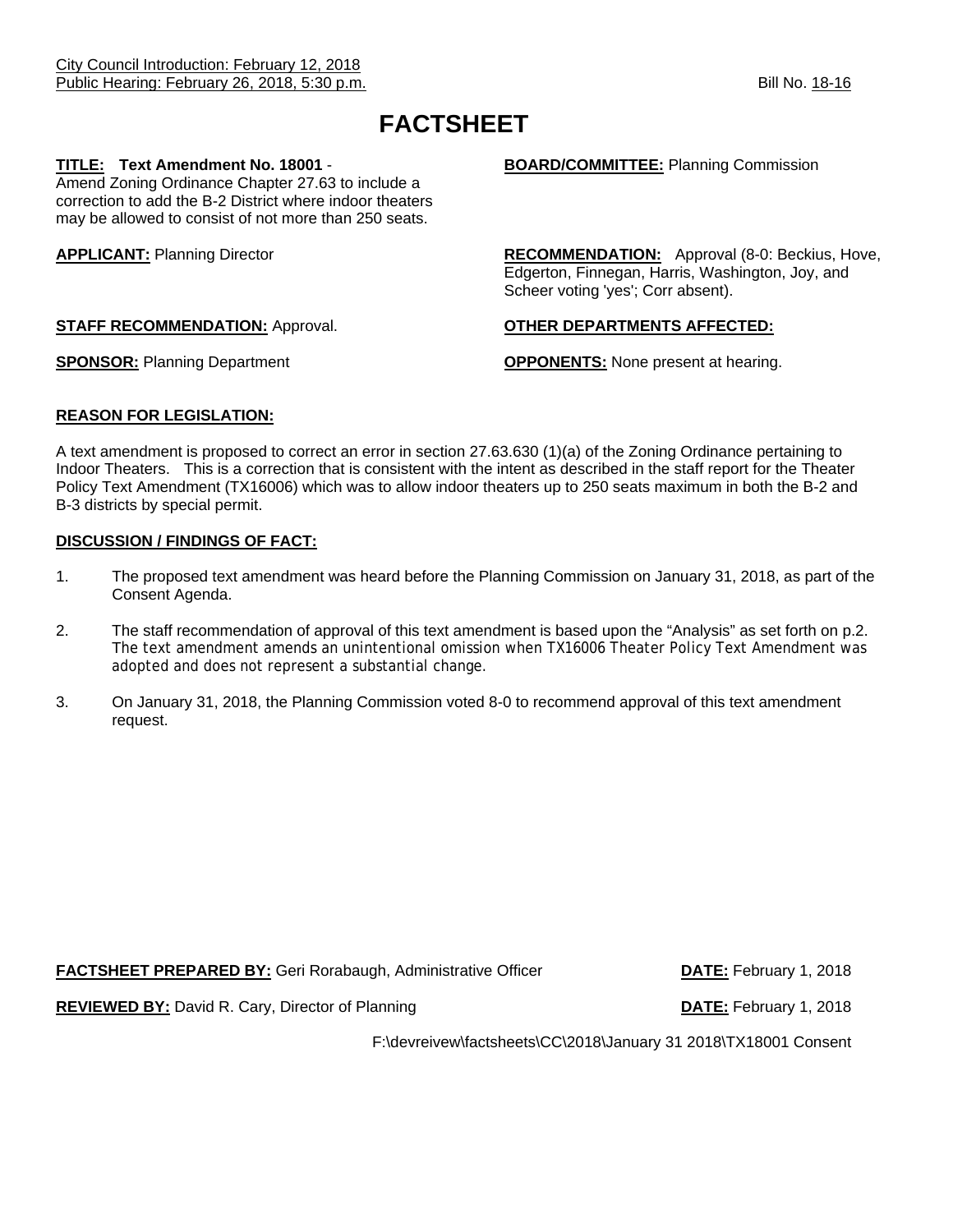City Council Introduction: February 12, 2018
Public Hearing: February 26, 2018, 5:30 p.m.

Bill No. 18-16

# FACTSHEET

**TITLE: Text Amendment No. 18001** - Amend Zoning Ordinance Chapter 27.63 to include a correction to add the B-2 District where indoor theaters may be allowed to consist of not more than 250 seats.

**BOARD/COMMITTEE:** Planning Commission

**APPLICANT:** Planning Director

**RECOMMENDATION:** Approval (8-0: Beckius, Hove, Edgerton, Finnegan, Harris, Washington, Joy, and Scheer voting 'yes'; Corr absent).

**STAFF RECOMMENDATION:** Approval.

**OTHER DEPARTMENTS AFFECTED:**

**SPONSOR:** Planning Department

**OPPONENTS:** None present at hearing.

**REASON FOR LEGISLATION:**

A text amendment is proposed to correct an error in section 27.63.630 (1)(a) of the Zoning Ordinance pertaining to Indoor Theaters. This is a correction that is consistent with the intent as described in the staff report for the Theater Policy Text Amendment (TX16006) which was to allow indoor theaters up to 250 seats maximum in both the B-2 and B-3 districts by special permit.

**DISCUSSION / FINDINGS OF FACT:**

1. The proposed text amendment was heard before the Planning Commission on January 31, 2018, as part of the Consent Agenda.

2. The staff recommendation of approval of this text amendment is based upon the "Analysis" as set forth on p.2. The text amendment amends an unintentional omission when TX16006 Theater Policy Text Amendment was adopted and does not represent a substantial change.

3. On January 31, 2018, the Planning Commission voted 8-0 to recommend approval of this text amendment request.

**FACTSHEET PREPARED BY:** Geri Rorabaugh, Administrative Officer **DATE:** February 1, 2018

**REVIEWED BY:** David R. Cary, Director of Planning **DATE:** February 1, 2018

F:\devreivew\factsheets\CC\2018\January 31 2018\TX18001 Consent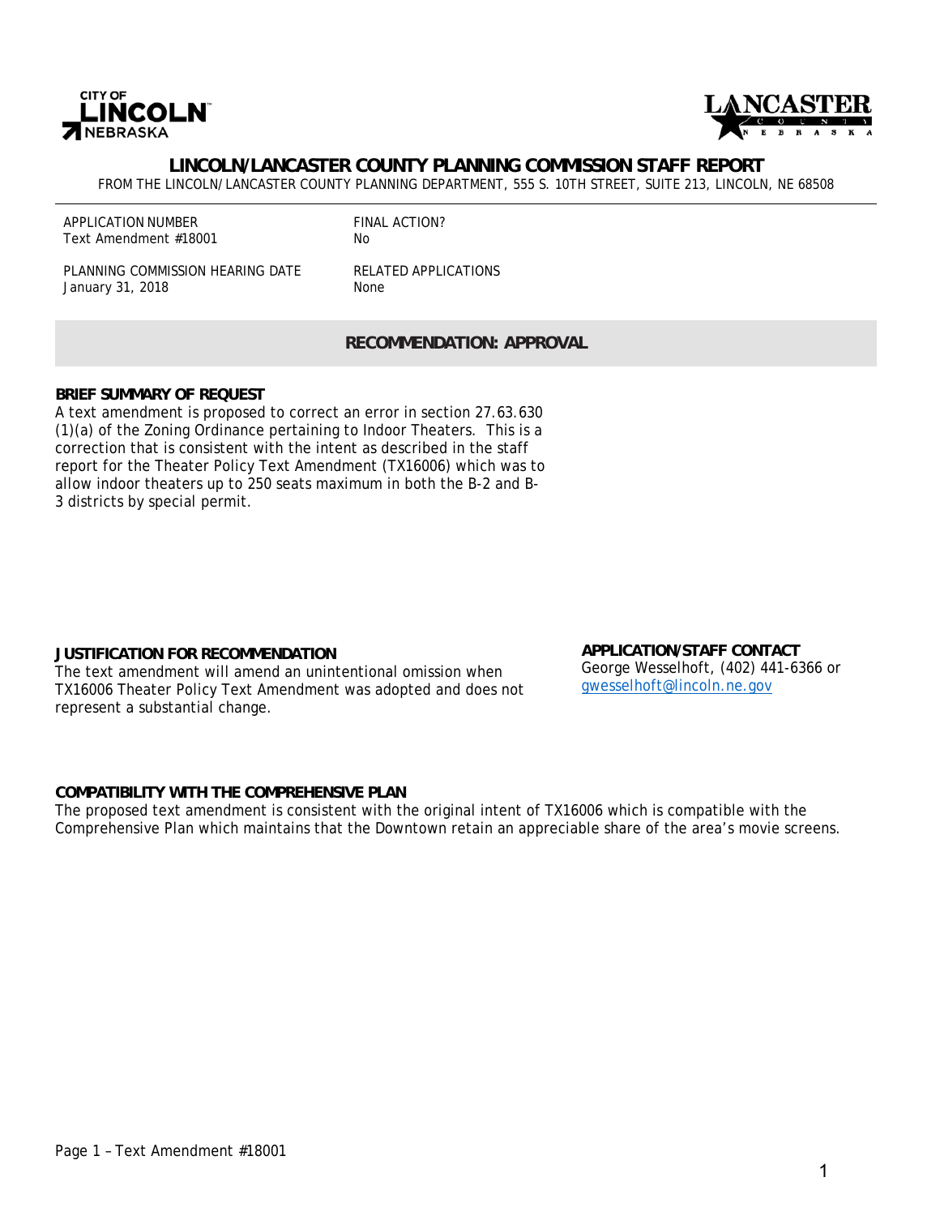# LINCOLN/LANCASTER COUNTY PLANNING COMMISSION STAFF REPORT

FROM THE LINCOLN/LANCASTER COUNTY PLANNING DEPARTMENT, 555 S. 10TH STREET, SUITE 213, LINCOLN, NE 68508

| APPLICATION NUMBER | FINAL ACTION? |
| --- | --- |
| Text Amendment #18001 | No |
| **PLANNING COMMISSION HEARING DATE** | **RELATED APPLICATIONS** |
| January 31, 2018 | None |

## RECOMMENDATION: APPROVAL

### BRIEF SUMMARY OF REQUEST

A text amendment is proposed to correct an error in section 27.63.630 (1)(a) of the Zoning Ordinance pertaining to Indoor Theaters. This is a correction that is consistent with the intent as described in the staff report for the Theater Policy Text Amendment (TX16006) which was to allow indoor theaters up to 250 seats maximum in both the B-2 and B-3 districts by special permit.

### JUSTIFICATION FOR RECOMMENDATION

The text amendment will amend an unintentional omission when TX16006 Theater Policy Text Amendment was adopted and does not represent a substantial change.

### APPLICATION/STAFF CONTACT

George Wesselhoft, (402) 441-6366 or gwesselhoft@lincoln.ne.gov

### COMPATIBILITY WITH THE COMPREHENSIVE PLAN

The proposed text amendment is consistent with the original intent of TX16006 which is compatible with the Comprehensive Plan which maintains that the Downtown retain an appreciable share of the area's movie screens.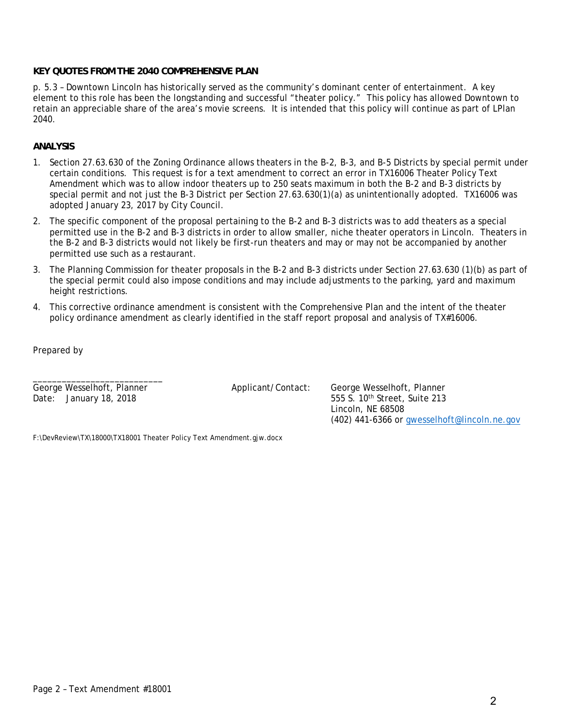**KEY QUOTES FROM THE 2040 COMPREHENSIVE PLAN**

p. 5.3 – Downtown Lincoln has historically served as the community's dominant center of entertainment. A key element to this role has been the longstanding and successful "theater policy." This policy has allowed Downtown to retain an appreciable share of the area's movie screens. It is intended that this policy will continue as part of LPlan 2040.

**ANALYSIS**

1. Section 27.63.630 of the Zoning Ordinance allows theaters in the B-2, B-3, and B-5 Districts by special permit under certain conditions. This request is for a text amendment to correct an error in TX16006 Theater Policy Text Amendment which was to allow indoor theaters up to 250 seats maximum in both the B-2 and B-3 districts by special permit and not just the B-3 District per Section 27.63.630(1)(a) as unintentionally adopted. TX16006 was adopted January 23, 2017 by City Council.
2. The specific component of the proposal pertaining to the B-2 and B-3 districts was to add theaters as a special permitted use in the B-2 and B-3 districts in order to allow smaller, niche theater operators in Lincoln. Theaters in the B-2 and B-3 districts would not likely be first-run theaters and may or may not be accompanied by another permitted use such as a restaurant.
3. The Planning Commission for theater proposals in the B-2 and B-3 districts under Section 27.63.630 (1)(b) as part of the special permit could also impose conditions and may include adjustments to the parking, yard and maximum height restrictions.
4. This corrective ordinance amendment is consistent with the Comprehensive Plan and the intent of the theater policy ordinance amendment as clearly identified in the staff report proposal and analysis of TX#16006.

Prepared by

___________________________
George Wesselhoft, Planner
Date: January 18, 2018

Applicant/Contact: George Wesselhoft, Planner
555 S. 10th Street, Suite 213
Lincoln, NE 68508
(402) 441-6366 or gwesselhoft@lincoln.ne.gov

F:\DevReview\TX\18000\TX18001 Theater Policy Text Amendment.gjw.docx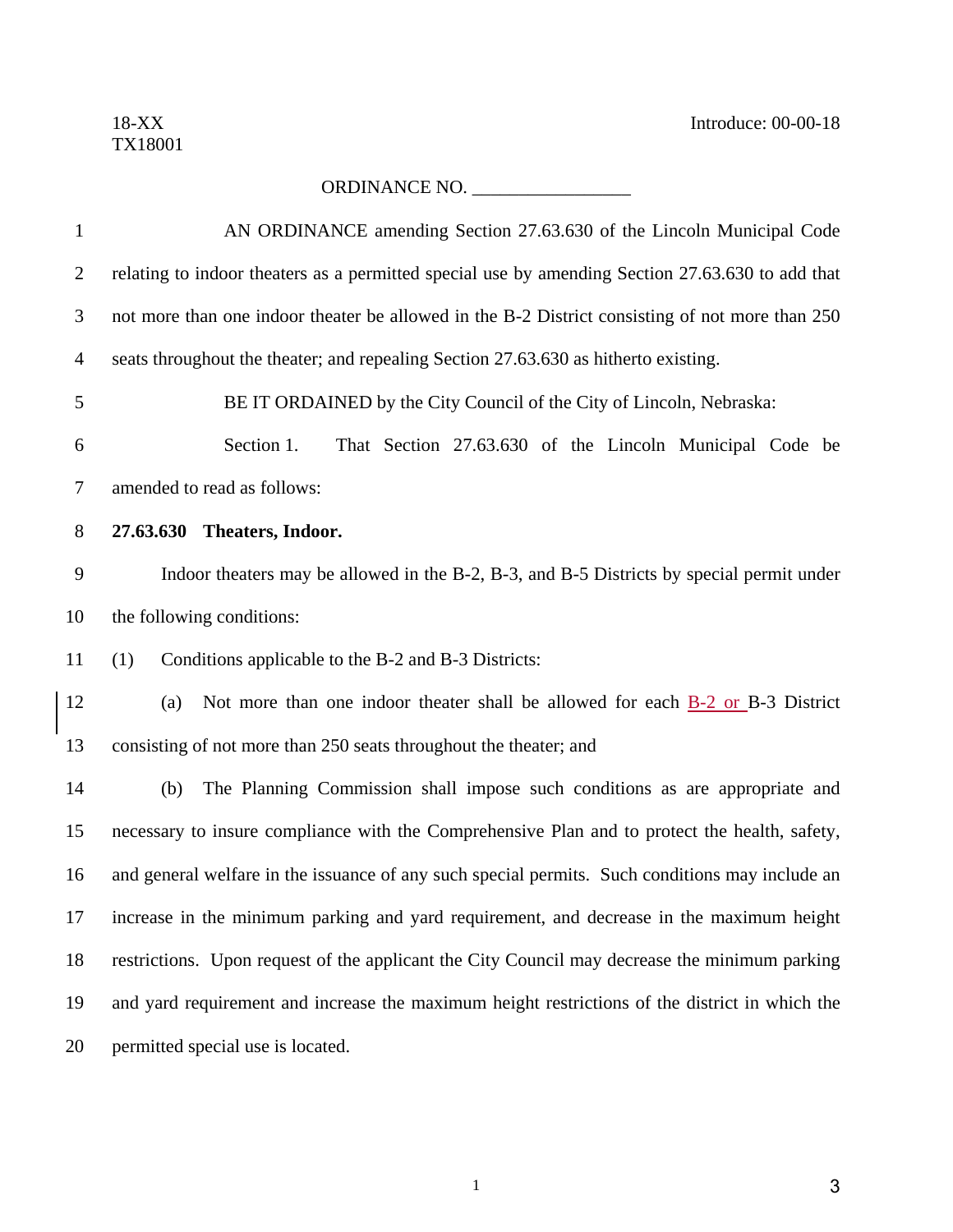18-XX
TX18001

Introduce: 00-00-18

ORDINANCE NO. _________________

AN ORDINANCE amending Section 27.63.630 of the Lincoln Municipal Code relating to indoor theaters as a permitted special use by amending Section 27.63.630 to add that not more than one indoor theater be allowed in the B-2 District consisting of not more than 250 seats throughout the theater; and repealing Section 27.63.630 as hitherto existing.

BE IT ORDAINED by the City Council of the City of Lincoln, Nebraska:

Section 1. That Section 27.63.630 of the Lincoln Municipal Code be amended to read as follows:

**27.63.630 Theaters, Indoor.**

Indoor theaters may be allowed in the B-2, B-3, and B-5 Districts by special permit under the following conditions:

(1) Conditions applicable to the B-2 and B-3 Districts:

(a) Not more than one indoor theater shall be allowed for each <u>B-2 or</u> B-3 District consisting of not more than 250 seats throughout the theater; and

(b) The Planning Commission shall impose such conditions as are appropriate and necessary to insure compliance with the Comprehensive Plan and to protect the health, safety, and general welfare in the issuance of any such special permits. Such conditions may include an increase in the minimum parking and yard requirement, and decrease in the maximum height restrictions. Upon request of the applicant the City Council may decrease the minimum parking and yard requirement and increase the maximum height restrictions of the district in which the permitted special use is located.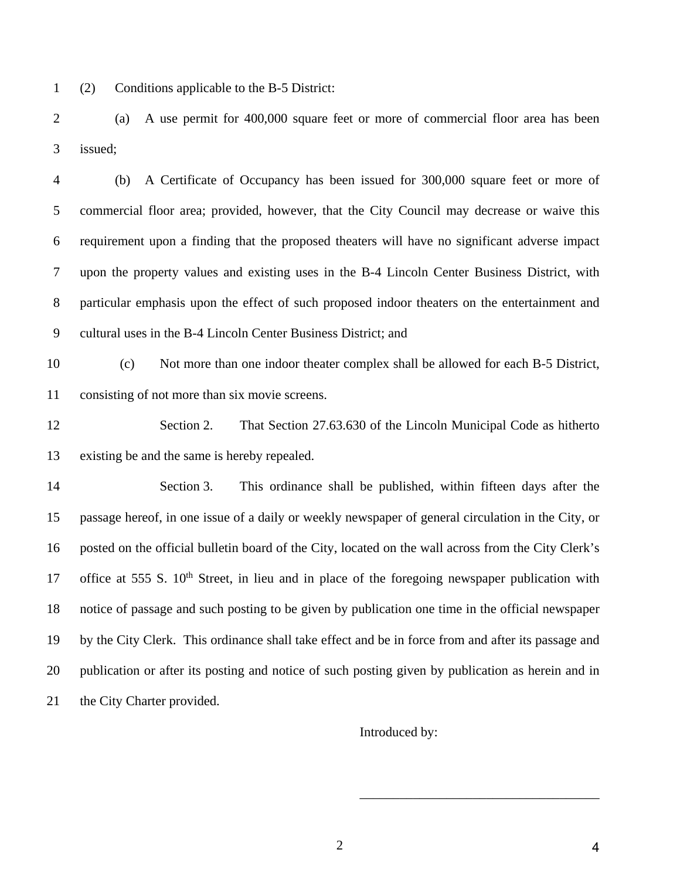(2) Conditions applicable to the B-5 District:

(a) A use permit for 400,000 square feet or more of commercial floor area has been issued;

(b) A Certificate of Occupancy has been issued for 300,000 square feet or more of commercial floor area; provided, however, that the City Council may decrease or waive this requirement upon a finding that the proposed theaters will have no significant adverse impact upon the property values and existing uses in the B-4 Lincoln Center Business District, with particular emphasis upon the effect of such proposed indoor theaters on the entertainment and cultural uses in the B-4 Lincoln Center Business District; and

(c) Not more than one indoor theater complex shall be allowed for each B-5 District, consisting of not more than six movie screens.

Section 2. That Section 27.63.630 of the Lincoln Municipal Code as hitherto existing be and the same is hereby repealed.

Section 3. This ordinance shall be published, within fifteen days after the passage hereof, in one issue of a daily or weekly newspaper of general circulation in the City, or posted on the official bulletin board of the City, located on the wall across from the City Clerk's office at 555 S. 10th Street, in lieu and in place of the foregoing newspaper publication with notice of passage and such posting to be given by publication one time in the official newspaper by the City Clerk. This ordinance shall take effect and be in force from and after its passage and publication or after its posting and notice of such posting given by publication as herein and in the City Charter provided.

Introduced by:

\_\_\_\_\_\_\_\_\_\_\_\_\_\_\_\_\_\_\_\_\_\_\_\_\_\_\_\_\_\_\_\_\_\_\_\_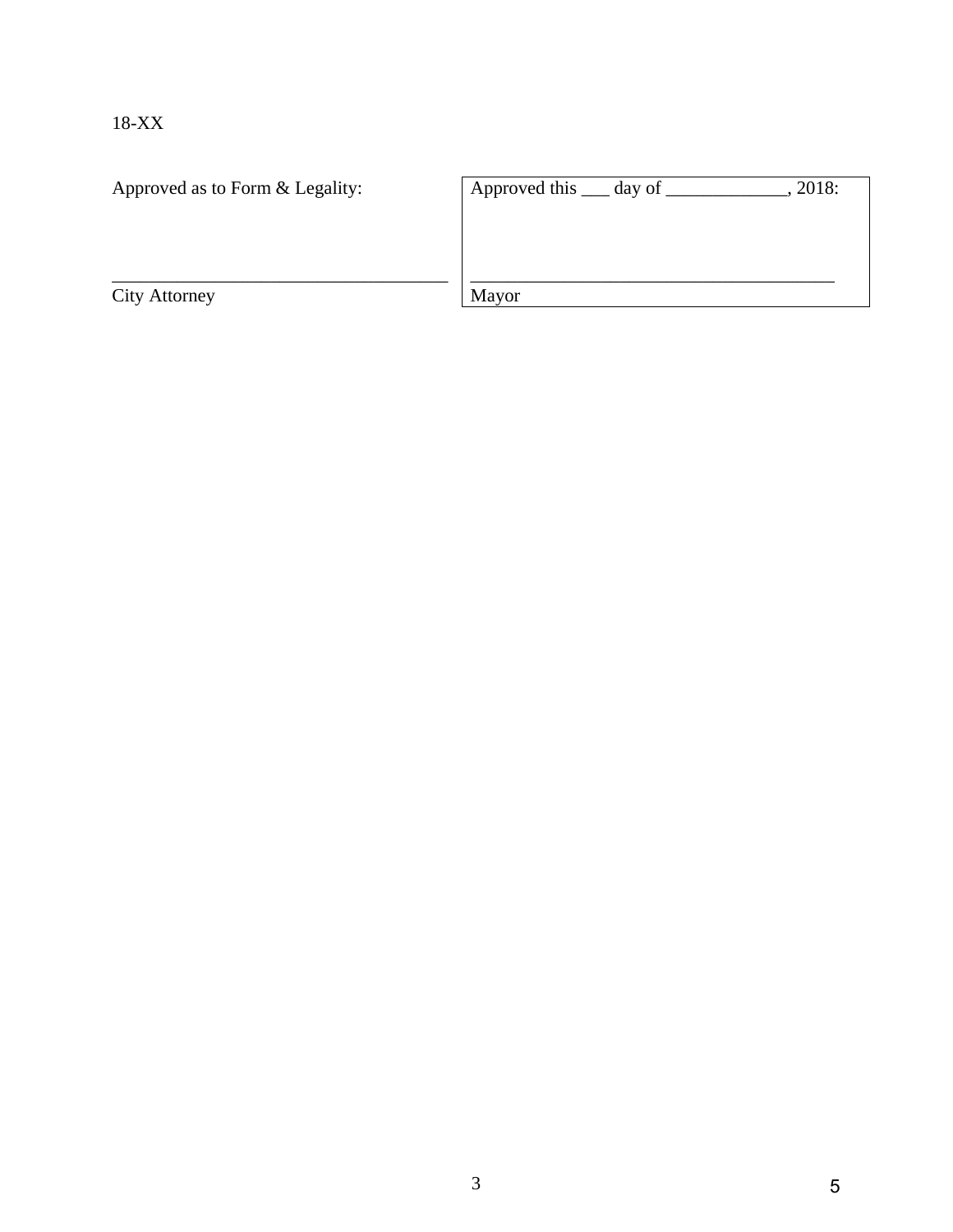18-XX

| Approved as to Form & Legality: | Approved this ___ day of _____________, 2018: |
|---|---|
| _____________________________________ | _______________________________________ |
| City Attorney | Mayor |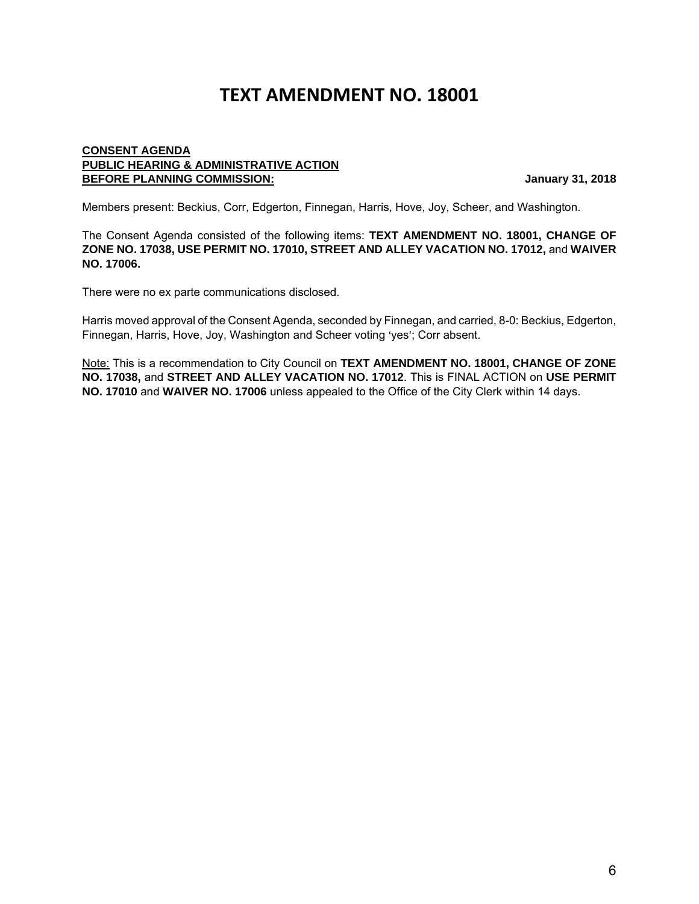# TEXT AMENDMENT NO. 18001

**CONSENT AGENDA**
**PUBLIC HEARING & ADMINISTRATIVE ACTION**
**BEFORE PLANNING COMMISSION:** **January 31, 2018**

Members present: Beckius, Corr, Edgerton, Finnegan, Harris, Hove, Joy, Scheer, and Washington.

The Consent Agenda consisted of the following items: **TEXT AMENDMENT NO. 18001, CHANGE OF ZONE NO. 17038, USE PERMIT NO. 17010, STREET AND ALLEY VACATION NO. 17012,** and **WAIVER NO. 17006.**

There were no ex parte communications disclosed.

Harris moved approval of the Consent Agenda, seconded by Finnegan, and carried, 8-0: Beckius, Edgerton, Finnegan, Harris, Hove, Joy, Washington and Scheer voting 'yes'; Corr absent.

Note: This is a recommendation to City Council on **TEXT AMENDMENT NO. 18001, CHANGE OF ZONE NO. 17038,** and **STREET AND ALLEY VACATION NO. 17012**. This is FINAL ACTION on **USE PERMIT NO. 17010** and **WAIVER NO. 17006** unless appealed to the Office of the City Clerk within 14 days.